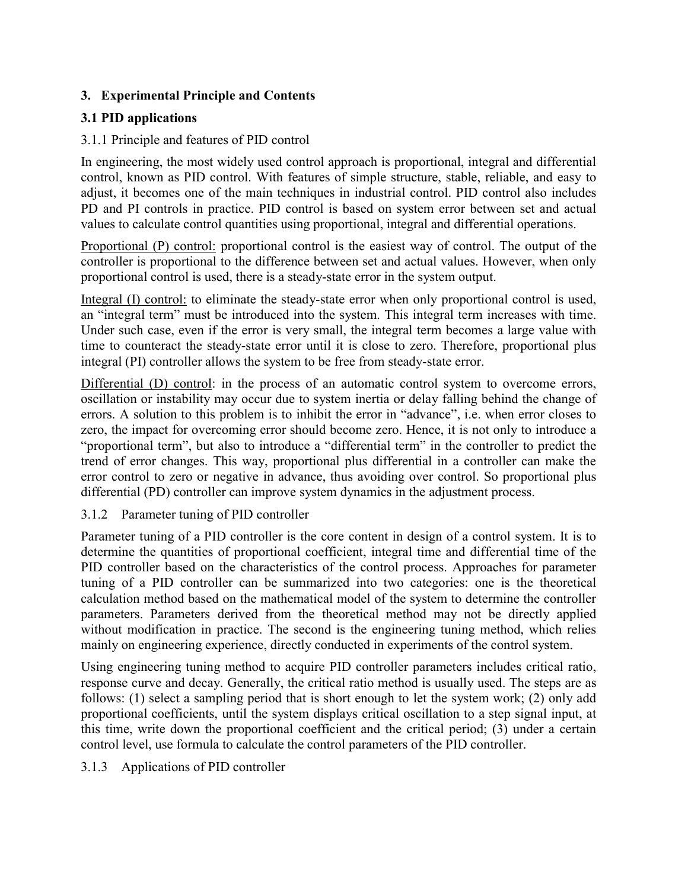## 3. Experimental Principle and Contents

### 3.1 PID applications

3.1.1 Principle and features of PID control

In engineering, the most widely used control approach is proportional, integral and differential control, known as PID control. With features of simple structure, stable, reliable, and easy to adjust, it becomes one of the main techniques in industrial control. PID control also includes PD and PI controls in practice. PID control is based on system error between set and actual values to calculate control quantities using proportional, integral and differential operations.

<u>Proportional (P) control:</u> proportional control is the easiest way of control. The output of the controller is proportional to the difference between set and actual values. However, when only proportional control is used, there is a steady-state error in the system output.

<u>Integral (I) control:</u> to eliminate the steady-state error when only proportional control is used, an "integral term" must be introduced into the system. This integral term increases with time. Under such case, even if the error is very small, the integral term becomes a large value with time to counteract the steady-state error until it is close to zero. Therefore, proportional plus integral (PI) controller allows the system to be free from steady-state error.

<u>Differential (D) control</u>: in the process of an automatic control system to overcome errors, oscillation or instability may occur due to system inertia or delay falling behind the change of errors. A solution to this problem is to inhibit the error in "advance", i.e. when error closes to zero, the impact for overcoming error should become zero. Hence, it is not only to introduce a "proportional term", but also to introduce a "differential term" in the controller to predict the trend of error changes. This way, proportional plus differential in a controller can make the error control to zero or negative in advance, thus avoiding over control. So proportional plus differential (PD) controller can improve system dynamics in the adjustment process.

3.1.2 Parameter tuning of PID controller

Parameter tuning of a PID controller is the core content in design of a control system. It is to determine the quantities of proportional coefficient, integral time and differential time of the PID controller based on the characteristics of the control process. Approaches for parameter tuning of a PID controller can be summarized into two categories: one is the theoretical calculation method based on the mathematical model of the system to determine the controller parameters. Parameters derived from the theoretical method may not be directly applied without modification in practice. The second is the engineering tuning method, which relies mainly on engineering experience, directly conducted in experiments of the control system.

Using engineering tuning method to acquire PID controller parameters includes critical ratio, response curve and decay. Generally, the critical ratio method is usually used. The steps are as follows: (1) select a sampling period that is short enough to let the system work; (2) only add proportional coefficients, until the system displays critical oscillation to a step signal input, at this time, write down the proportional coefficient and the critical period; (3) under a certain control level, use formula to calculate the control parameters of the PID controller.

3.1.3 Applications of PID controller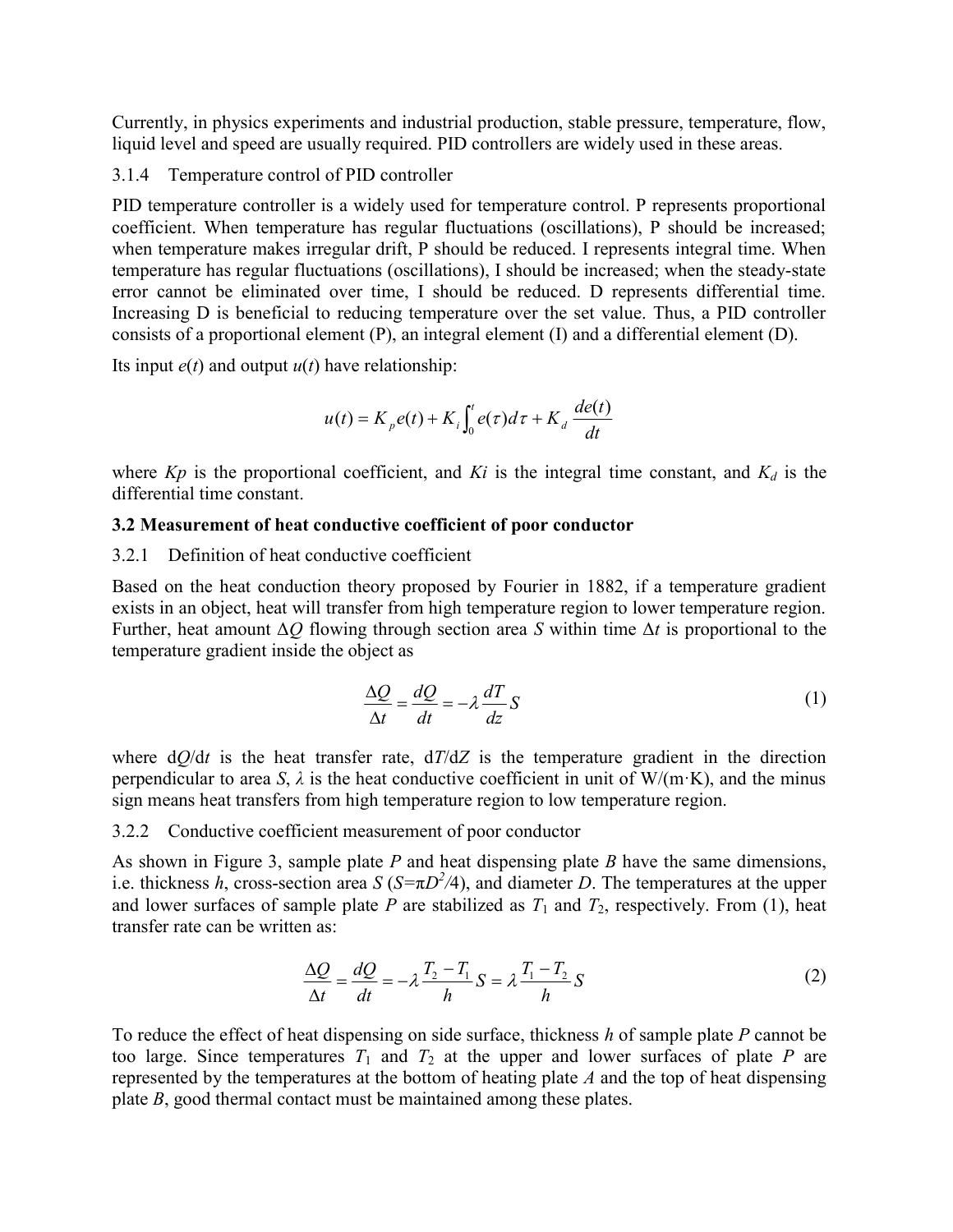Currently, in physics experiments and industrial production, stable pressure, temperature, flow, liquid level and speed are usually required. PID controllers are widely used in these areas.

### 3.1.4 Temperature control of PID controller

PID temperature controller is a widely used for temperature control. P represents proportional coefficient. When temperature has regular fluctuations (oscillations), P should be increased; when temperature makes irregular drift, P should be reduced. I represents integral time. When temperature has regular fluctuations (oscillations), I should be increased; when the steady-state error cannot be eliminated over time, I should be reduced. D represents differential time. Increasing D is beneficial to reducing temperature over the set value. Thus, a PID controller consists of a proportional element (P), an integral element (I) and a differential element (D).

Its input $e(t)$ and output $u(t)$ have relationship:

$$u(t) = K_p e(t) + K_i \int_0^t e(\tau) d\tau + K_d \frac{de(t)}{dt}$$

where $Kp$ is the proportional coefficient, and $Ki$ is the integral time constant, and $K_d$ is the differential time constant.

## 3.2 Measurement of heat conductive coefficient of poor conductor

### 3.2.1 Definition of heat conductive coefficient

Based on the heat conduction theory proposed by Fourier in 1882, if a temperature gradient exists in an object, heat will transfer from high temperature region to lower temperature region. Further, heat amount $\Delta Q$ flowing through section area $S$ within time $\Delta t$ is proportional to the temperature gradient inside the object as

$$\frac{\Delta Q}{\Delta t} = \frac{dQ}{dt} = -\lambda \frac{dT}{dz} S \tag{1}$$

where d$Q$/d$t$ is the heat transfer rate, d$T$/d$Z$ is the temperature gradient in the direction perpendicular to area $S$, $\lambda$ is the heat conductive coefficient in unit of W/(m·K), and the minus sign means heat transfers from high temperature region to low temperature region.

### 3.2.2 Conductive coefficient measurement of poor conductor

As shown in Figure 3, sample plate $P$ and heat dispensing plate $B$ have the same dimensions, i.e. thickness $h$, cross-section area $S$ ($S=\pi D^2/4$), and diameter $D$. The temperatures at the upper and lower surfaces of sample plate $P$ are stabilized as $T_1$ and $T_2$, respectively. From (1), heat transfer rate can be written as:

$$\frac{\Delta Q}{\Delta t} = \frac{dQ}{dt} = -\lambda \frac{T_2 - T_1}{h} S = \lambda \frac{T_1 - T_2}{h} S \tag{2}$$

To reduce the effect of heat dispensing on side surface, thickness $h$ of sample plate $P$ cannot be too large. Since temperatures $T_1$ and $T_2$ at the upper and lower surfaces of plate $P$ are represented by the temperatures at the bottom of heating plate $A$ and the top of heat dispensing plate $B$, good thermal contact must be maintained among these plates.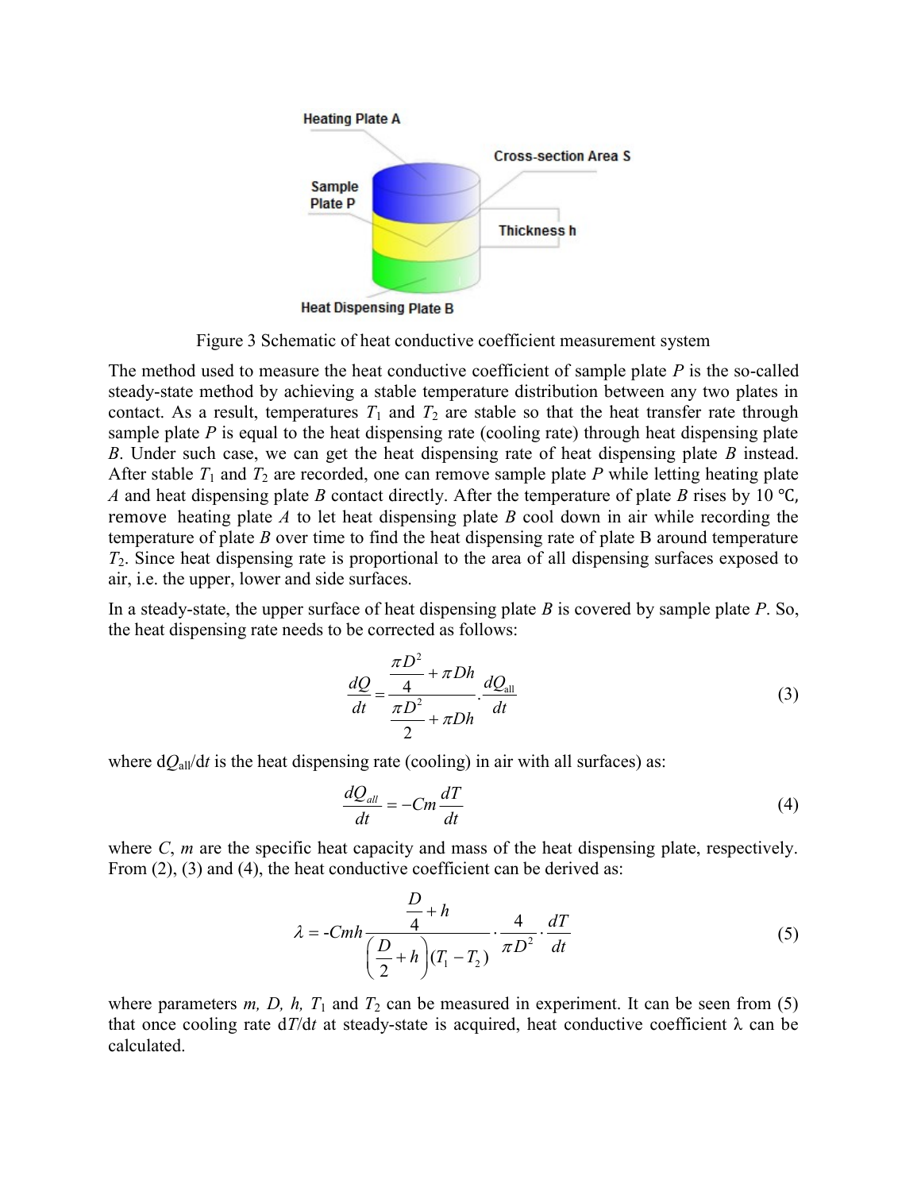Figure 3 Schematic of heat conductive coefficient measurement system

The method used to measure the heat conductive coefficient of sample plate $P$ is the so-called steady-state method by achieving a stable temperature distribution between any two plates in contact. As a result, temperatures $T_1$ and $T_2$ are stable so that the heat transfer rate through sample plate $P$ is equal to the heat dispensing rate (cooling rate) through heat dispensing plate $B$. Under such case, we can get the heat dispensing rate of heat dispensing plate $B$ instead. After stable $T_1$ and $T_2$ are recorded, one can remove sample plate $P$ while letting heating plate $A$ and heat dispensing plate $B$ contact directly. After the temperature of plate $B$ rises by 10 ℃, remove heating plate $A$ to let heat dispensing plate $B$ cool down in air while recording the temperature of plate $B$ over time to find the heat dispensing rate of plate B around temperature $T_2$. Since heat dispensing rate is proportional to the area of all dispensing surfaces exposed to air, i.e. the upper, lower and side surfaces.

In a steady-state, the upper surface of heat dispensing plate $B$ is covered by sample plate $P$. So, the heat dispensing rate needs to be corrected as follows:

$$\frac{dQ}{dt} = \frac{\dfrac{\pi D^2}{4} + \pi D h}{\dfrac{\pi D^2}{2} + \pi D h} \cdot \frac{dQ_{\text{all}}}{dt} \tag{3}$$

where $dQ_{\text{all}}/dt$ is the heat dispensing rate (cooling) in air with all surfaces) as:

$$\frac{dQ_{all}}{dt} = -Cm\frac{dT}{dt} \tag{4}$$

where $C$, $m$ are the specific heat capacity and mass of the heat dispensing plate, respectively. From (2), (3) and (4), the heat conductive coefficient can be derived as:

$$\lambda = \text{-}Cmh\frac{\dfrac{D}{4} + h}{\left(\dfrac{D}{2} + h\right)(T_1 - T_2)} \cdot \frac{4}{\pi D^2} \cdot \frac{dT}{dt} \tag{5}$$

where parameters $m$, $D$, $h$, $T_1$ and $T_2$ can be measured in experiment. It can be seen from (5) that once cooling rate $dT/dt$ at steady-state is acquired, heat conductive coefficient $\lambda$ can be calculated.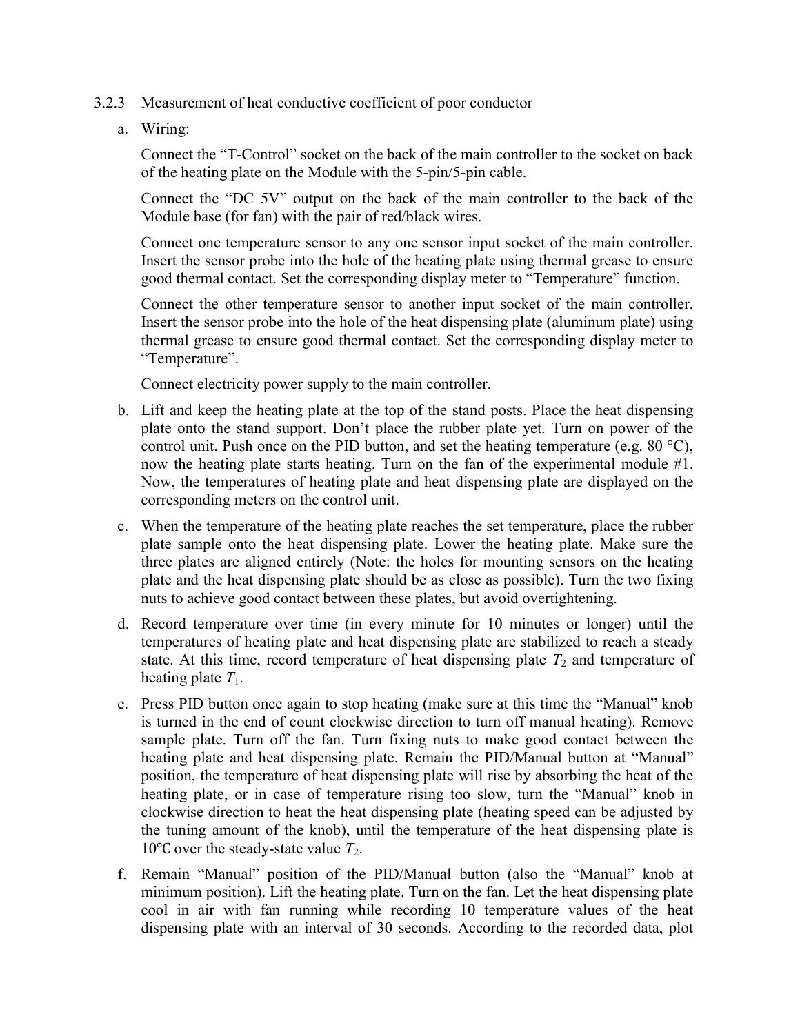### 3.2.3 Measurement of heat conductive coefficient of poor conductor

a. Wiring:

   Connect the "T-Control" socket on the back of the main controller to the socket on back of the heating plate on the Module with the 5-pin/5-pin cable.

   Connect the "DC 5V" output on the back of the main controller to the back of the Module base (for fan) with the pair of red/black wires.

   Connect one temperature sensor to any one sensor input socket of the main controller. Insert the sensor probe into the hole of the heating plate using thermal grease to ensure good thermal contact. Set the corresponding display meter to "Temperature" function.

   Connect the other temperature sensor to another input socket of the main controller. Insert the sensor probe into the hole of the heat dispensing plate (aluminum plate) using thermal grease to ensure good thermal contact. Set the corresponding display meter to "Temperature".

   Connect electricity power supply to the main controller.

b. Lift and keep the heating plate at the top of the stand posts. Place the heat dispensing plate onto the stand support. Don't place the rubber plate yet. Turn on power of the control unit. Push once on the PID button, and set the heating temperature (e.g. 80 °C), now the heating plate starts heating. Turn on the fan of the experimental module #1. Now, the temperatures of heating plate and heat dispensing plate are displayed on the corresponding meters on the control unit.

c. When the temperature of the heating plate reaches the set temperature, place the rubber plate sample onto the heat dispensing plate. Lower the heating plate. Make sure the three plates are aligned entirely (Note: the holes for mounting sensors on the heating plate and the heat dispensing plate should be as close as possible). Turn the two fixing nuts to achieve good contact between these plates, but avoid overtightening.

d. Record temperature over time (in every minute for 10 minutes or longer) until the temperatures of heating plate and heat dispensing plate are stabilized to reach a steady state. At this time, record temperature of heat dispensing plate $T_2$ and temperature of heating plate $T_1$.

e. Press PID button once again to stop heating (make sure at this time the "Manual" knob is turned in the end of count clockwise direction to turn off manual heating). Remove sample plate. Turn off the fan. Turn fixing nuts to make good contact between the heating plate and heat dispensing plate. Remain the PID/Manual button at "Manual" position, the temperature of heat dispensing plate will rise by absorbing the heat of the heating plate, or in case of temperature rising too slow, turn the "Manual" knob in clockwise direction to heat the heat dispensing plate (heating speed can be adjusted by the tuning amount of the knob), until the temperature of the heat dispensing plate is 10℃ over the steady-state value $T_2$.

f. Remain "Manual" position of the PID/Manual button (also the "Manual" knob at minimum position). Lift the heating plate. Turn on the fan. Let the heat dispensing plate cool in air with fan running while recording 10 temperature values of the heat dispensing plate with an interval of 30 seconds. According to the recorded data, plot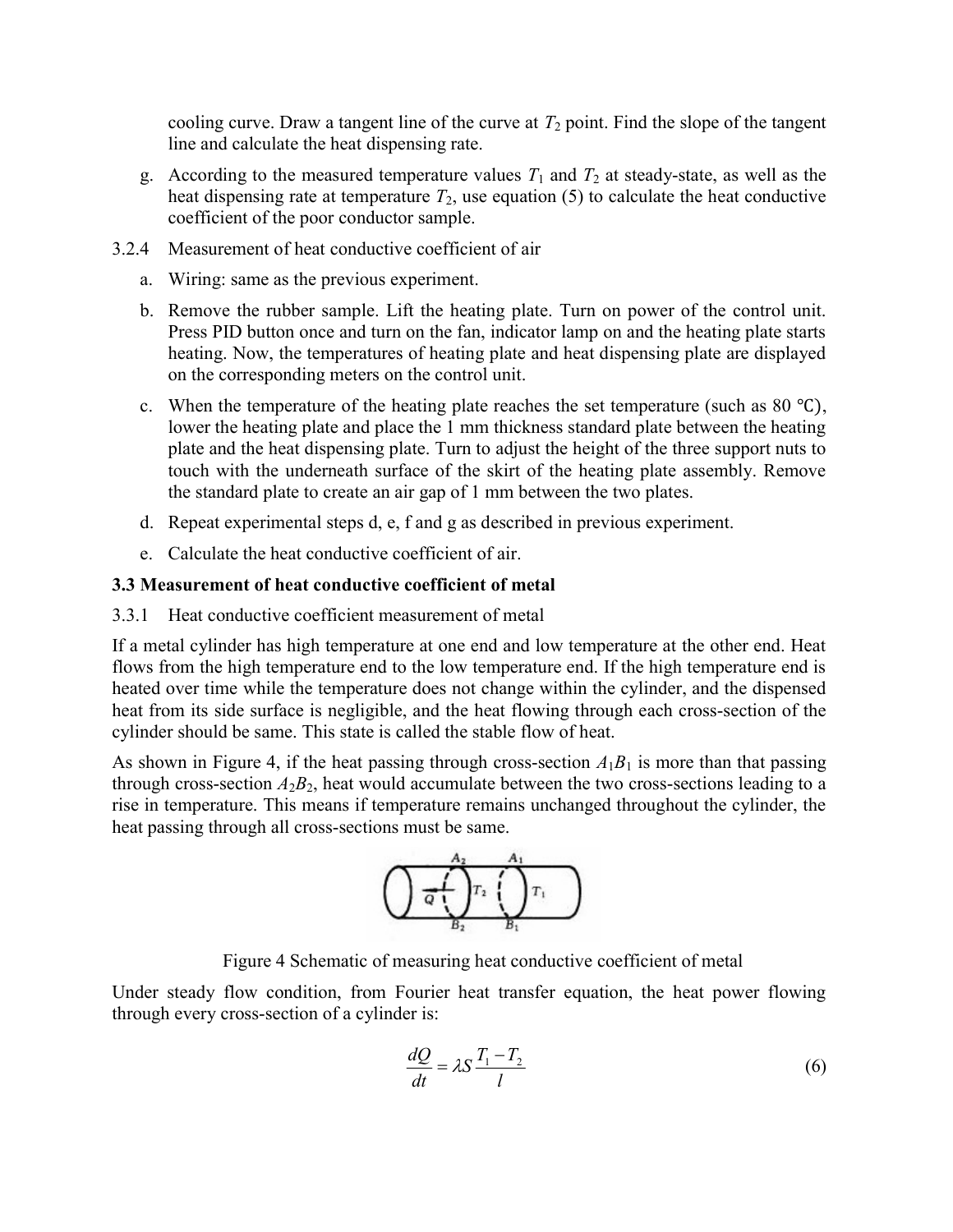cooling curve. Draw a tangent line of the curve at $T_2$ point. Find the slope of the tangent line and calculate the heat dispensing rate.

g. According to the measured temperature values $T_1$ and $T_2$ at steady-state, as well as the heat dispensing rate at temperature $T_2$, use equation (5) to calculate the heat conductive coefficient of the poor conductor sample.

3.2.4 Measurement of heat conductive coefficient of air

a. Wiring: same as the previous experiment.

b. Remove the rubber sample. Lift the heating plate. Turn on power of the control unit. Press PID button once and turn on the fan, indicator lamp on and the heating plate starts heating. Now, the temperatures of heating plate and heat dispensing plate are displayed on the corresponding meters on the control unit.

c. When the temperature of the heating plate reaches the set temperature (such as 80 ℃), lower the heating plate and place the 1 mm thickness standard plate between the heating plate and the heat dispensing plate. Turn to adjust the height of the three support nuts to touch with the underneath surface of the skirt of the heating plate assembly. Remove the standard plate to create an air gap of 1 mm between the two plates.

d. Repeat experimental steps d, e, f and g as described in previous experiment.

e. Calculate the heat conductive coefficient of air.

### 3.3 Measurement of heat conductive coefficient of metal

3.3.1 Heat conductive coefficient measurement of metal

If a metal cylinder has high temperature at one end and low temperature at the other end. Heat flows from the high temperature end to the low temperature end. If the high temperature end is heated over time while the temperature does not change within the cylinder, and the dispensed heat from its side surface is negligible, and the heat flowing through each cross-section of the cylinder should be same. This state is called the stable flow of heat.

As shown in Figure 4, if the heat passing through cross-section $A_1B_1$ is more than that passing through cross-section $A_2B_2$, heat would accumulate between the two cross-sections leading to a rise in temperature. This means if temperature remains unchanged throughout the cylinder, the heat passing through all cross-sections must be same.

Figure 4 Schematic of measuring heat conductive coefficient of metal

Under steady flow condition, from Fourier heat transfer equation, the heat power flowing through every cross-section of a cylinder is:

$$\frac{dQ}{dt} = \lambda S \frac{T_1 - T_2}{l} \tag{6}$$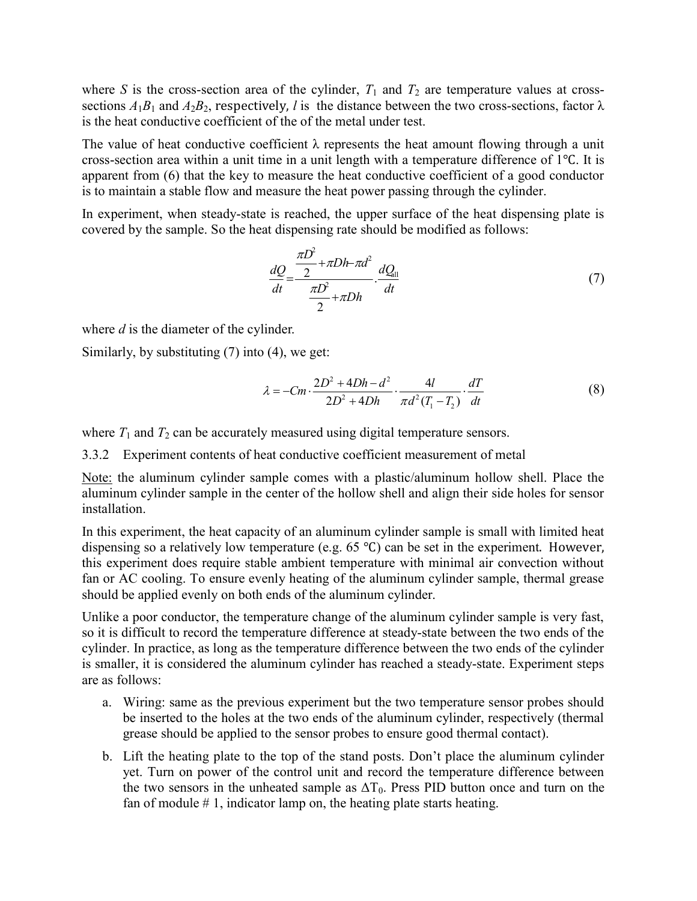where $S$ is the cross-section area of the cylinder, $T_1$ and $T_2$ are temperature values at cross-sections $A_1B_1$ and $A_2B_2$, respectively, $l$ is the distance between the two cross-sections, factor $\lambda$ is the heat conductive coefficient of the of the metal under test.

The value of heat conductive coefficient $\lambda$ represents the heat amount flowing through a unit cross-section area within a unit time in a unit length with a temperature difference of 1℃. It is apparent from (6) that the key to measure the heat conductive coefficient of a good conductor is to maintain a stable flow and measure the heat power passing through the cylinder.

In experiment, when steady-state is reached, the upper surface of the heat dispensing plate is covered by the sample. So the heat dispensing rate should be modified as follows:

$$\frac{dQ}{dt}=\frac{\dfrac{\pi D^2}{2}+\pi Dh-\pi d^2}{\dfrac{\pi D^2}{2}+\pi Dh}\cdot\frac{dQ_{all}}{dt} \tag{7}$$

where $d$ is the diameter of the cylinder.

Similarly, by substituting (7) into (4), we get:

$$\lambda=-Cm\cdot\frac{2D^2+4Dh-d^2}{2D^2+4Dh}\cdot\frac{4l}{\pi d^2(T_1-T_2)}\cdot\frac{dT}{dt} \tag{8}$$

where $T_1$ and $T_2$ can be accurately measured using digital temperature sensors.

3.3.2 Experiment contents of heat conductive coefficient measurement of metal

Note: the aluminum cylinder sample comes with a plastic/aluminum hollow shell. Place the aluminum cylinder sample in the center of the hollow shell and align their side holes for sensor installation.

In this experiment, the heat capacity of an aluminum cylinder sample is small with limited heat dispensing so a relatively low temperature (e.g. 65 ℃) can be set in the experiment. However, this experiment does require stable ambient temperature with minimal air convection without fan or AC cooling. To ensure evenly heating of the aluminum cylinder sample, thermal grease should be applied evenly on both ends of the aluminum cylinder.

Unlike a poor conductor, the temperature change of the aluminum cylinder sample is very fast, so it is difficult to record the temperature difference at steady-state between the two ends of the cylinder. In practice, as long as the temperature difference between the two ends of the cylinder is smaller, it is considered the aluminum cylinder has reached a steady-state. Experiment steps are as follows:

a. Wiring: same as the previous experiment but the two temperature sensor probes should be inserted to the holes at the two ends of the aluminum cylinder, respectively (thermal grease should be applied to the sensor probes to ensure good thermal contact).

b. Lift the heating plate to the top of the stand posts. Don't place the aluminum cylinder yet. Turn on power of the control unit and record the temperature difference between the two sensors in the unheated sample as $\Delta T_0$. Press PID button once and turn on the fan of module # 1, indicator lamp on, the heating plate starts heating.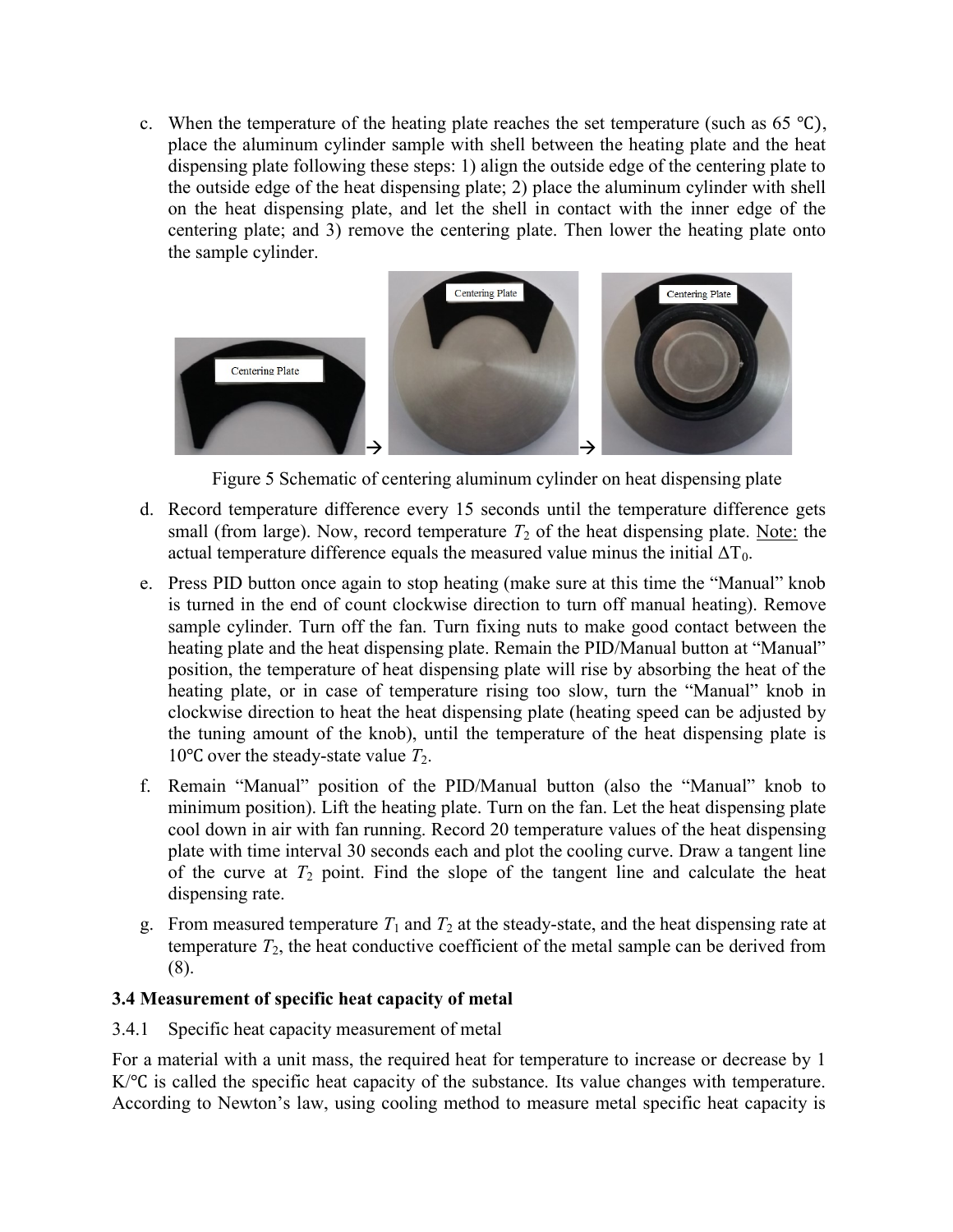c. When the temperature of the heating plate reaches the set temperature (such as 65 ℃), place the aluminum cylinder sample with shell between the heating plate and the heat dispensing plate following these steps: 1) align the outside edge of the centering plate to the outside edge of the heat dispensing plate; 2) place the aluminum cylinder with shell on the heat dispensing plate, and let the shell in contact with the inner edge of the centering plate; and 3) remove the centering plate. Then lower the heating plate onto the sample cylinder.

Figure 5 Schematic of centering aluminum cylinder on heat dispensing plate

d. Record temperature difference every 15 seconds until the temperature difference gets small (from large). Now, record temperature $T_2$ of the heat dispensing plate. Note: the actual temperature difference equals the measured value minus the initial $\Delta T_0$.

e. Press PID button once again to stop heating (make sure at this time the "Manual" knob is turned in the end of count clockwise direction to turn off manual heating). Remove sample cylinder. Turn off the fan. Turn fixing nuts to make good contact between the heating plate and the heat dispensing plate. Remain the PID/Manual button at "Manual" position, the temperature of heat dispensing plate will rise by absorbing the heat of the heating plate, or in case of temperature rising too slow, turn the "Manual" knob in clockwise direction to heat the heat dispensing plate (heating speed can be adjusted by the tuning amount of the knob), until the temperature of the heat dispensing plate is 10℃ over the steady-state value $T_2$.

f. Remain "Manual" position of the PID/Manual button (also the "Manual" knob to minimum position). Lift the heating plate. Turn on the fan. Let the heat dispensing plate cool down in air with fan running. Record 20 temperature values of the heat dispensing plate with time interval 30 seconds each and plot the cooling curve. Draw a tangent line of the curve at $T_2$ point. Find the slope of the tangent line and calculate the heat dispensing rate.

g. From measured temperature $T_1$ and $T_2$ at the steady-state, and the heat dispensing rate at temperature $T_2$, the heat conductive coefficient of the metal sample can be derived from (8).

### 3.4 Measurement of specific heat capacity of metal

3.4.1 Specific heat capacity measurement of metal

For a material with a unit mass, the required heat for temperature to increase or decrease by 1 K/℃ is called the specific heat capacity of the substance. Its value changes with temperature. According to Newton's law, using cooling method to measure metal specific heat capacity is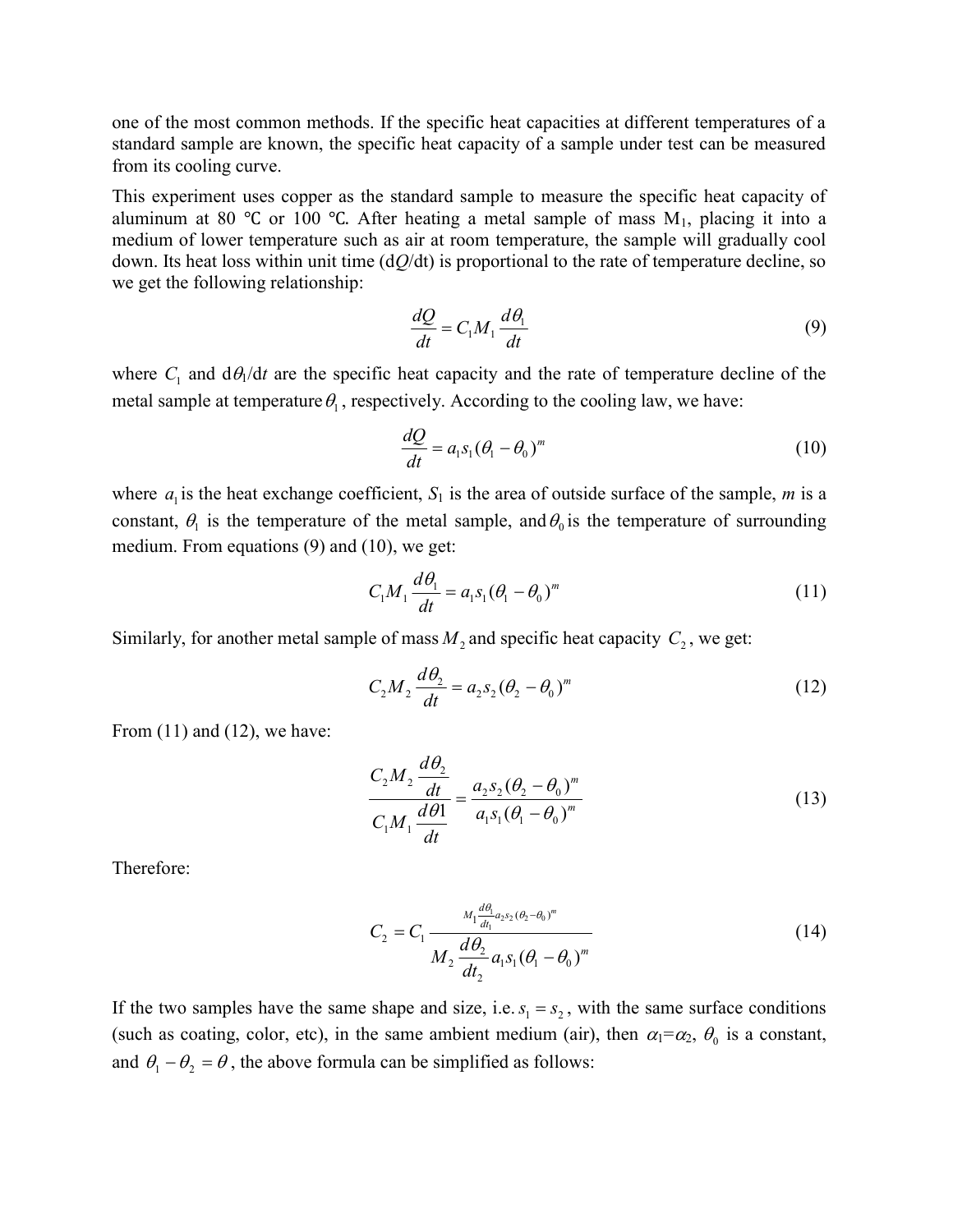one of the most common methods. If the specific heat capacities at different temperatures of a standard sample are known, the specific heat capacity of a sample under test can be measured from its cooling curve.

This experiment uses copper as the standard sample to measure the specific heat capacity of aluminum at 80 ℃ or 100 ℃. After heating a metal sample of mass $M_1$, placing it into a medium of lower temperature such as air at room temperature, the sample will gradually cool down. Its heat loss within unit time ($dQ/dt$) is proportional to the rate of temperature decline, so we get the following relationship:

$$\frac{dQ}{dt} = C_1 M_1 \frac{d\theta_1}{dt} \tag{9}$$

where $C_1$ and $d\theta_1/dt$ are the specific heat capacity and the rate of temperature decline of the metal sample at temperature $\theta_1$, respectively. According to the cooling law, we have:

$$\frac{dQ}{dt} = a_1 s_1 (\theta_1 - \theta_0)^m \tag{10}$$

where $a_1$ is the heat exchange coefficient, $S_1$ is the area of outside surface of the sample, $m$ is a constant, $\theta_1$ is the temperature of the metal sample, and $\theta_0$ is the temperature of surrounding medium. From equations (9) and (10), we get:

$$C_1 M_1 \frac{d\theta_1}{dt} = a_1 s_1 (\theta_1 - \theta_0)^m \tag{11}$$

Similarly, for another metal sample of mass $M_2$ and specific heat capacity $C_2$, we get:

$$C_2 M_2 \frac{d\theta_2}{dt} = a_2 s_2 (\theta_2 - \theta_0)^m \tag{12}$$

From (11) and (12), we have:

$$\frac{C_2 M_2 \frac{d\theta_2}{dt}}{C_1 M_1 \frac{d\theta 1}{dt}} = \frac{a_2 s_2 (\theta_2 - \theta_0)^m}{a_1 s_1 (\theta_1 - \theta_0)^m} \tag{13}$$

Therefore:

$$C_2 = C_1 \frac{M_1 \frac{d\theta_1}{dt_1} a_2 s_2 (\theta_2 - \theta_0)^m}{M_2 \frac{d\theta_2}{dt_2} a_1 s_1 (\theta_1 - \theta_0)^m} \tag{14}$$

If the two samples have the same shape and size, i.e. $s_1 = s_2$, with the same surface conditions (such as coating, color, etc), in the same ambient medium (air), then $\alpha_1 = \alpha_2$, $\theta_0$ is a constant, and $\theta_1 - \theta_2 = \theta$, the above formula can be simplified as follows: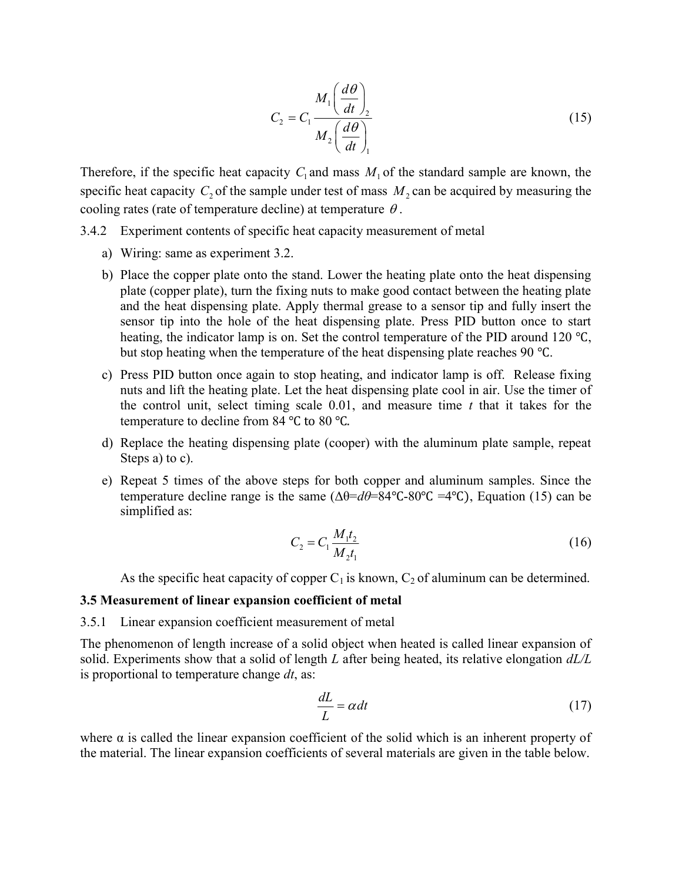$$C_2 = C_1 \frac{M_1 \left( \frac{d\theta}{dt} \right)_2}{M_2 \left( \frac{d\theta}{dt} \right)_1} \tag{15}$$

Therefore, if the specific heat capacity $C_1$ and mass $M_1$ of the standard sample are known, the specific heat capacity $C_2$ of the sample under test of mass $M_2$ can be acquired by measuring the cooling rates (rate of temperature decline) at temperature $\theta$.

3.4.2 Experiment contents of specific heat capacity measurement of metal

a) Wiring: same as experiment 3.2.

b) Place the copper plate onto the stand. Lower the heating plate onto the heat dispensing plate (copper plate), turn the fixing nuts to make good contact between the heating plate and the heat dispensing plate. Apply thermal grease to a sensor tip and fully insert the sensor tip into the hole of the heat dispensing plate. Press PID button once to start heating, the indicator lamp is on. Set the control temperature of the PID around 120 ℃, but stop heating when the temperature of the heat dispensing plate reaches 90 ℃.

c) Press PID button once again to stop heating, and indicator lamp is off. Release fixing nuts and lift the heating plate. Let the heat dispensing plate cool in air. Use the timer of the control unit, select timing scale 0.01, and measure time *t* that it takes for the temperature to decline from 84 ℃ to 80 ℃.

d) Replace the heating dispensing plate (cooper) with the aluminum plate sample, repeat Steps a) to c).

e) Repeat 5 times of the above steps for both copper and aluminum samples. Since the temperature decline range is the same ($\Delta\theta = d\theta = 84℃ - 80℃ = 4℃$), Equation (15) can be simplified as:

$$C_2 = C_1 \frac{M_1 t_2}{M_2 t_1} \tag{16}$$

As the specific heat capacity of copper $C_1$ is known, $C_2$ of aluminum can be determined.

### 3.5 Measurement of linear expansion coefficient of metal

3.5.1 Linear expansion coefficient measurement of metal

The phenomenon of length increase of a solid object when heated is called linear expansion of solid. Experiments show that a solid of length *L* after being heated, its relative elongation *dL/L* is proportional to temperature change *dt*, as:

$$\frac{dL}{L} = \alpha dt \tag{17}$$

where $\alpha$ is called the linear expansion coefficient of the solid which is an inherent property of the material. The linear expansion coefficients of several materials are given in the table below.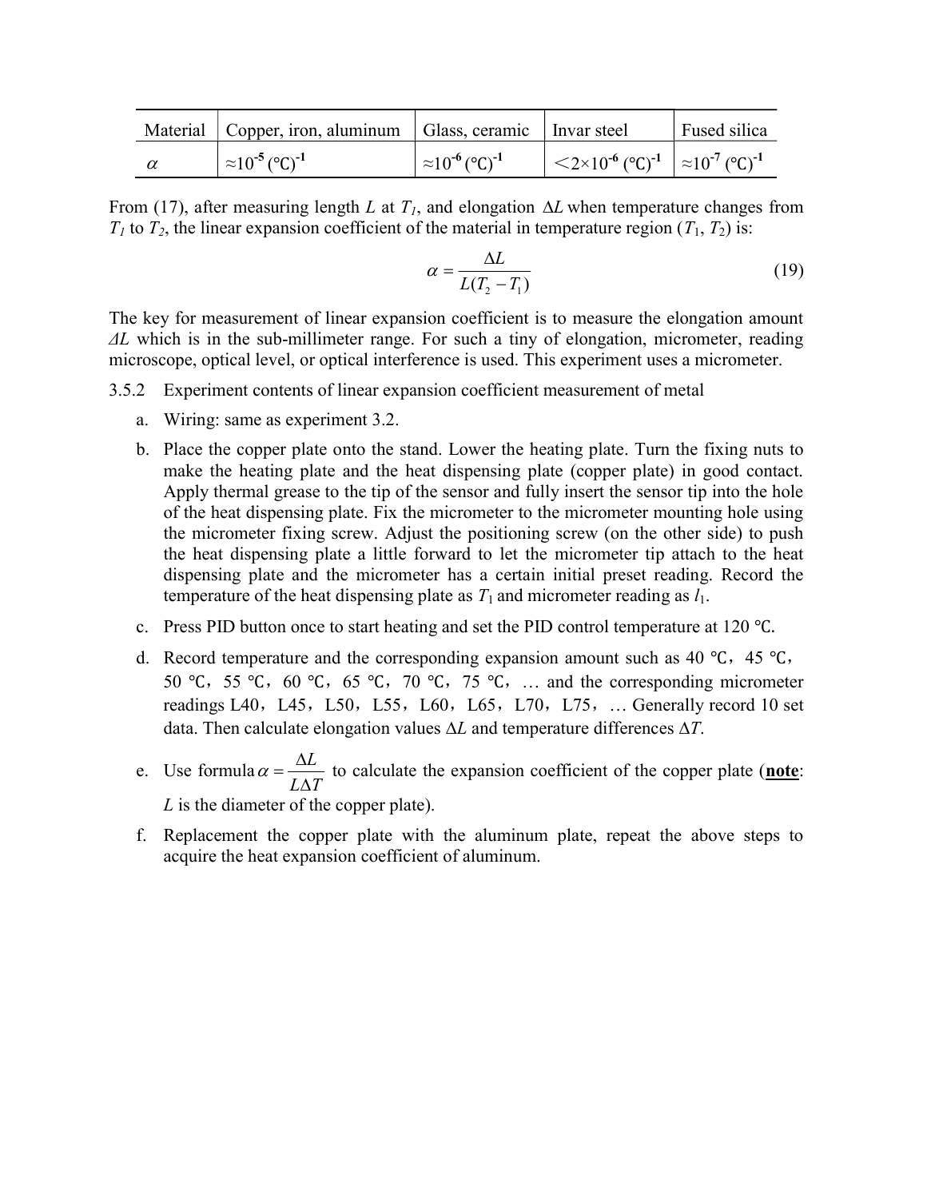| Material | Copper, iron, aluminum | Glass, ceramic | Invar steel | Fused silica |
| --- | --- | --- | --- | --- |
| $\alpha$ | $\approx 10^{-5}$ (℃)$^{-1}$ | $\approx 10^{-6}$ (℃)$^{-1}$ | $< 2\times 10^{-6}$ (℃)$^{-1}$ | $\approx 10^{-7}$ (℃)$^{-1}$ |

From (17), after measuring length $L$ at $T_1$, and elongation $\Delta L$ when temperature changes from $T_1$ to $T_2$, the linear expansion coefficient of the material in temperature region ($T_1$, $T_2$) is:

$$\alpha = \frac{\Delta L}{L(T_2 - T_1)} \tag{19}$$

The key for measurement of linear expansion coefficient is to measure the elongation amount $\Delta L$ which is in the sub-millimeter range. For such a tiny of elongation, micrometer, reading microscope, optical level, or optical interference is used. This experiment uses a micrometer.

3.5.2 Experiment contents of linear expansion coefficient measurement of metal

a. Wiring: same as experiment 3.2.

b. Place the copper plate onto the stand. Lower the heating plate. Turn the fixing nuts to make the heating plate and the heat dispensing plate (copper plate) in good contact. Apply thermal grease to the tip of the sensor and fully insert the sensor tip into the hole of the heat dispensing plate. Fix the micrometer to the micrometer mounting hole using the micrometer fixing screw. Adjust the positioning screw (on the other side) to push the heat dispensing plate a little forward to let the micrometer tip attach to the heat dispensing plate and the micrometer has a certain initial preset reading. Record the temperature of the heat dispensing plate as $T_1$ and micrometer reading as $l_1$.

c. Press PID button once to start heating and set the PID control temperature at 120 ℃.

d. Record temperature and the corresponding expansion amount such as 40 ℃，45 ℃，50 ℃，55 ℃，60 ℃，65 ℃，70 ℃，75 ℃，… and the corresponding micrometer readings L40，L45，L50，L55，L60，L65，L70，L75，… Generally record 10 set data. Then calculate elongation values $\Delta L$ and temperature differences $\Delta T$.

e. Use formula $\alpha = \frac{\Delta L}{L\Delta T}$ to calculate the expansion coefficient of the copper plate (**note**: $L$ is the diameter of the copper plate).

f. Replacement the copper plate with the aluminum plate, repeat the above steps to acquire the heat expansion coefficient of aluminum.